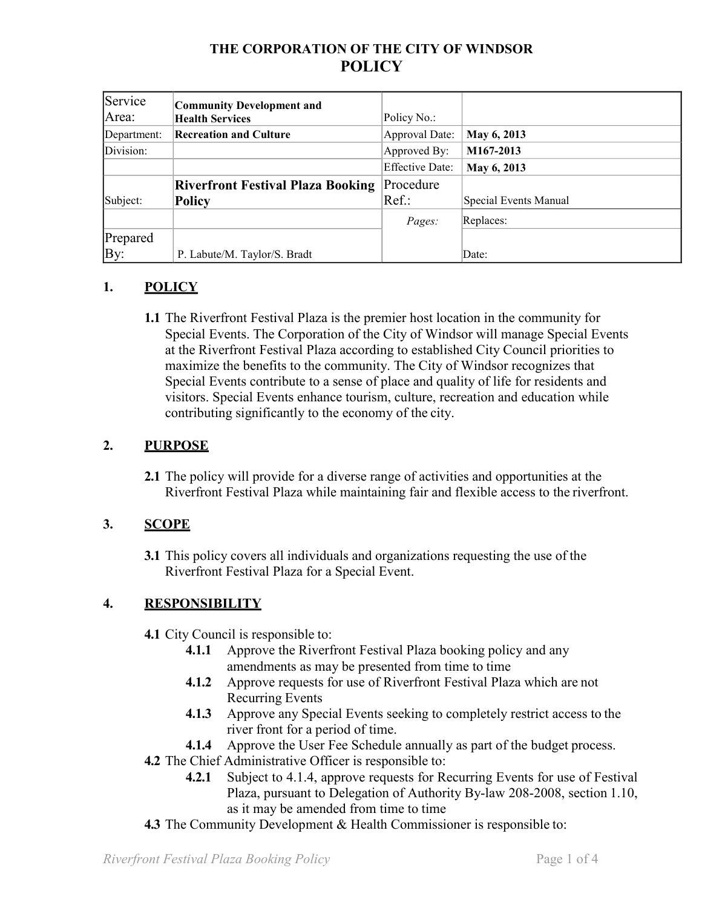# THE CORPORATION OF THE CITY OF WINDSOR
## POLICY

| Service Area: | **Community Development and Health Services** | Policy No.: | |
|---|---|---|---|
| Department: | **Recreation and Culture** | Approval Date: | **May 6, 2013** |
| Division: | | Approved By: | **M167-2013** |
| | | Effective Date: | **May 6, 2013** |
| Subject: | **Riverfront Festival Plaza Booking Policy** | Procedure Ref.: | Special Events Manual |
| | | *Pages:* | Replaces: |
| Prepared By: | P. Labute/M. Taylor/S. Bradt | | Date: |

### 1. POLICY

**1.1** The Riverfront Festival Plaza is the premier host location in the community for Special Events. The Corporation of the City of Windsor will manage Special Events at the Riverfront Festival Plaza according to established City Council priorities to maximize the benefits to the community. The City of Windsor recognizes that Special Events contribute to a sense of place and quality of life for residents and visitors. Special Events enhance tourism, culture, recreation and education while contributing significantly to the economy of the city.

### 2. PURPOSE

**2.1** The policy will provide for a diverse range of activities and opportunities at the Riverfront Festival Plaza while maintaining fair and flexible access to the riverfront.

### 3. SCOPE

**3.1** This policy covers all individuals and organizations requesting the use of the Riverfront Festival Plaza for a Special Event.

### 4. RESPONSIBILITY

**4.1** City Council is responsible to:

- **4.1.1** Approve the Riverfront Festival Plaza booking policy and any amendments as may be presented from time to time
- **4.1.2** Approve requests for use of Riverfront Festival Plaza which are not Recurring Events
- **4.1.3** Approve any Special Events seeking to completely restrict access to the river front for a period of time.
- **4.1.4** Approve the User Fee Schedule annually as part of the budget process.

**4.2** The Chief Administrative Officer is responsible to:

- **4.2.1** Subject to 4.1.4, approve requests for Recurring Events for use of Festival Plaza, pursuant to Delegation of Authority By-law 208-2008, section 1.10, as it may be amended from time to time

**4.3** The Community Development & Health Commissioner is responsible to: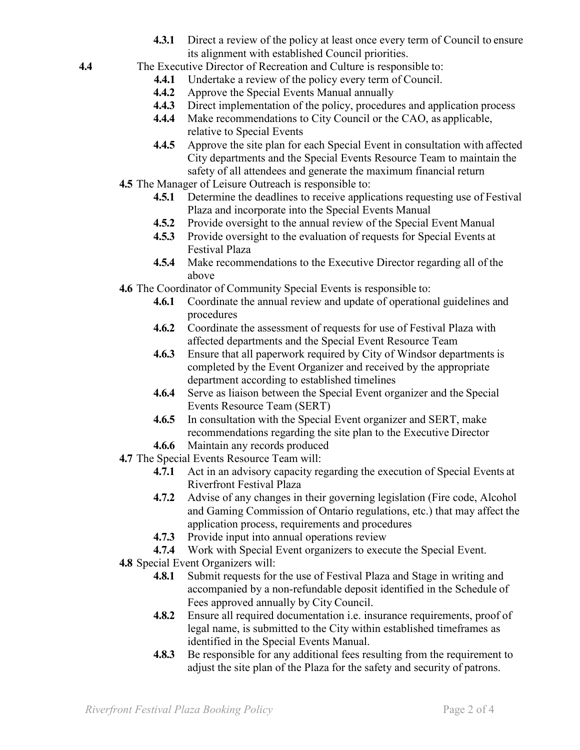**4.3.1** Direct a review of the policy at least once every term of Council to ensure its alignment with established Council priorities.

**4.4** The Executive Director of Recreation and Culture is responsible to:

**4.4.1** Undertake a review of the policy every term of Council.

**4.4.2** Approve the Special Events Manual annually

**4.4.3** Direct implementation of the policy, procedures and application process

**4.4.4** Make recommendations to City Council or the CAO, as applicable, relative to Special Events

**4.4.5** Approve the site plan for each Special Event in consultation with affected City departments and the Special Events Resource Team to maintain the safety of all attendees and generate the maximum financial return

**4.5** The Manager of Leisure Outreach is responsible to:

**4.5.1** Determine the deadlines to receive applications requesting use of Festival Plaza and incorporate into the Special Events Manual

**4.5.2** Provide oversight to the annual review of the Special Event Manual

**4.5.3** Provide oversight to the evaluation of requests for Special Events at Festival Plaza

**4.5.4** Make recommendations to the Executive Director regarding all of the above

**4.6** The Coordinator of Community Special Events is responsible to:

**4.6.1** Coordinate the annual review and update of operational guidelines and procedures

**4.6.2** Coordinate the assessment of requests for use of Festival Plaza with affected departments and the Special Event Resource Team

**4.6.3** Ensure that all paperwork required by City of Windsor departments is completed by the Event Organizer and received by the appropriate department according to established timelines

**4.6.4** Serve as liaison between the Special Event organizer and the Special Events Resource Team (SERT)

**4.6.5** In consultation with the Special Event organizer and SERT, make recommendations regarding the site plan to the Executive Director

**4.6.6** Maintain any records produced

**4.7** The Special Events Resource Team will:

**4.7.1** Act in an advisory capacity regarding the execution of Special Events at Riverfront Festival Plaza

**4.7.2** Advise of any changes in their governing legislation (Fire code, Alcohol and Gaming Commission of Ontario regulations, etc.) that may affect the application process, requirements and procedures

**4.7.3** Provide input into annual operations review

**4.7.4** Work with Special Event organizers to execute the Special Event.

**4.8** Special Event Organizers will:

**4.8.1** Submit requests for the use of Festival Plaza and Stage in writing and accompanied by a non-refundable deposit identified in the Schedule of Fees approved annually by City Council.

**4.8.2** Ensure all required documentation i.e. insurance requirements, proof of legal name, is submitted to the City within established timeframes as identified in the Special Events Manual.

**4.8.3** Be responsible for any additional fees resulting from the requirement to adjust the site plan of the Plaza for the safety and security of patrons.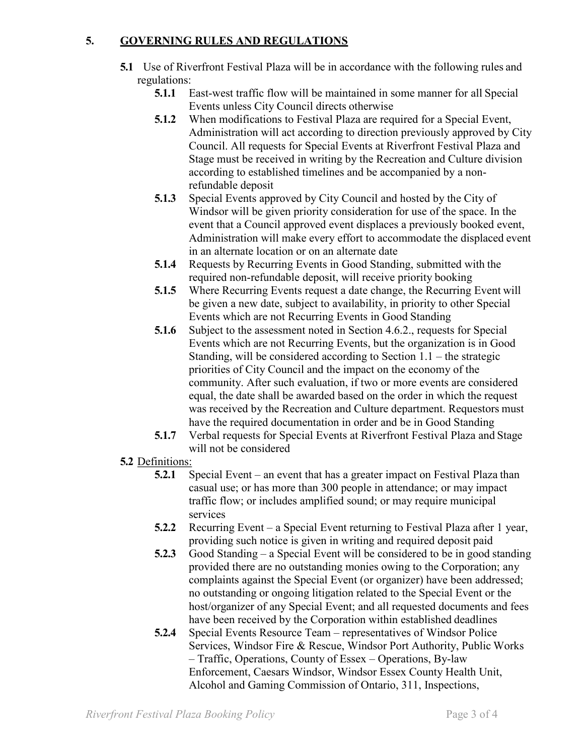## 5. GOVERNING RULES AND REGULATIONS

**5.1** Use of Riverfront Festival Plaza will be in accordance with the following rules and regulations:

- **5.1.1** East-west traffic flow will be maintained in some manner for all Special Events unless City Council directs otherwise
- **5.1.2** When modifications to Festival Plaza are required for a Special Event, Administration will act according to direction previously approved by City Council. All requests for Special Events at Riverfront Festival Plaza and Stage must be received in writing by the Recreation and Culture division according to established timelines and be accompanied by a non-refundable deposit
- **5.1.3** Special Events approved by City Council and hosted by the City of Windsor will be given priority consideration for use of the space. In the event that a Council approved event displaces a previously booked event, Administration will make every effort to accommodate the displaced event in an alternate location or on an alternate date
- **5.1.4** Requests by Recurring Events in Good Standing, submitted with the required non-refundable deposit, will receive priority booking
- **5.1.5** Where Recurring Events request a date change, the Recurring Event will be given a new date, subject to availability, in priority to other Special Events which are not Recurring Events in Good Standing
- **5.1.6** Subject to the assessment noted in Section 4.6.2., requests for Special Events which are not Recurring Events, but the organization is in Good Standing, will be considered according to Section 1.1 – the strategic priorities of City Council and the impact on the economy of the community. After such evaluation, if two or more events are considered equal, the date shall be awarded based on the order in which the request was received by the Recreation and Culture department. Requestors must have the required documentation in order and be in Good Standing
- **5.1.7** Verbal requests for Special Events at Riverfront Festival Plaza and Stage will not be considered

**5.2** Definitions:

- **5.2.1** Special Event – an event that has a greater impact on Festival Plaza than casual use; or has more than 300 people in attendance; or may impact traffic flow; or includes amplified sound; or may require municipal services
- **5.2.2** Recurring Event – a Special Event returning to Festival Plaza after 1 year, providing such notice is given in writing and required deposit paid
- **5.2.3** Good Standing – a Special Event will be considered to be in good standing provided there are no outstanding monies owing to the Corporation; any complaints against the Special Event (or organizer) have been addressed; no outstanding or ongoing litigation related to the Special Event or the host/organizer of any Special Event; and all requested documents and fees have been received by the Corporation within established deadlines
- **5.2.4** Special Events Resource Team – representatives of Windsor Police Services, Windsor Fire & Rescue, Windsor Port Authority, Public Works – Traffic, Operations, County of Essex – Operations, By-law Enforcement, Caesars Windsor, Windsor Essex County Health Unit, Alcohol and Gaming Commission of Ontario, 311, Inspections,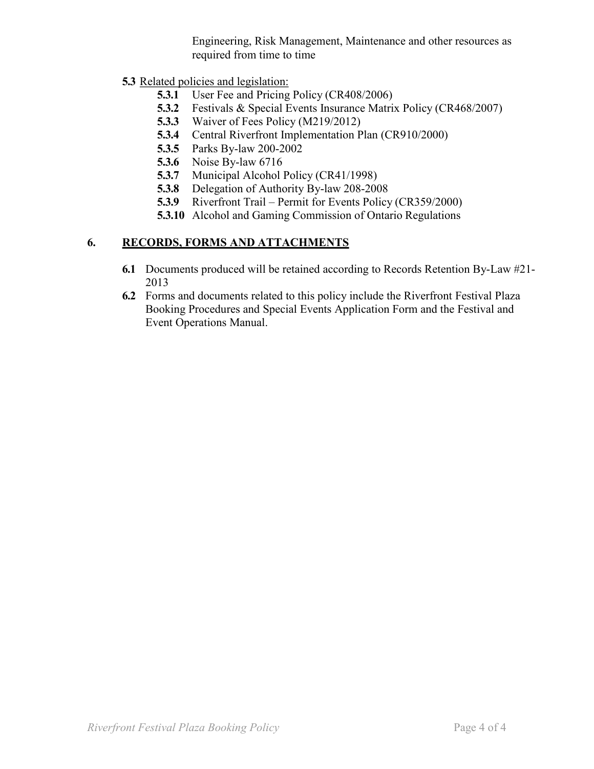Engineering, Risk Management, Maintenance and other resources as required from time to time

**5.3** Related policies and legislation:

- **5.3.1** User Fee and Pricing Policy (CR408/2006)
- **5.3.2** Festivals & Special Events Insurance Matrix Policy (CR468/2007)
- **5.3.3** Waiver of Fees Policy (M219/2012)
- **5.3.4** Central Riverfront Implementation Plan (CR910/2000)
- **5.3.5** Parks By-law 200-2002
- **5.3.6** Noise By-law 6716
- **5.3.7** Municipal Alcohol Policy (CR41/1998)
- **5.3.8** Delegation of Authority By-law 208-2008
- **5.3.9** Riverfront Trail – Permit for Events Policy (CR359/2000)
- **5.3.10** Alcohol and Gaming Commission of Ontario Regulations

## 6. RECORDS, FORMS AND ATTACHMENTS

**6.1** Documents produced will be retained according to Records Retention By-Law #21-2013

**6.2** Forms and documents related to this policy include the Riverfront Festival Plaza Booking Procedures and Special Events Application Form and the Festival and Event Operations Manual.